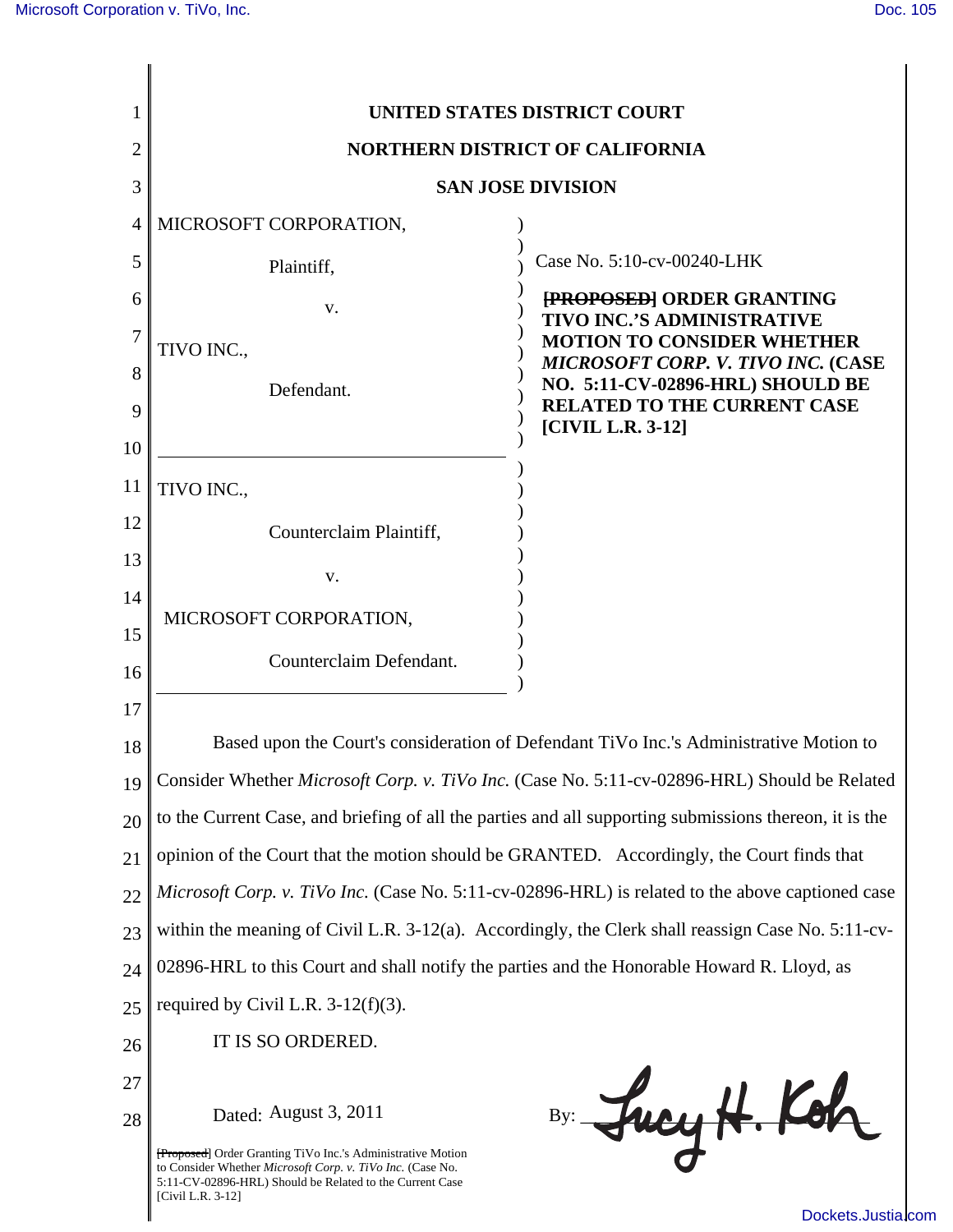# UNITED STATES DISTRICT COURT

## NORTHERN DISTRICT OF CALIFORNIA

## SAN JOSE DIVISION

| | |
|---|---|
| MICROSOFT CORPORATION,<br><br>Plaintiff,<br><br>v.<br><br>TIVO INC.,<br><br>Defendant. | Case No. 5:10-cv-00240-LHK<br><br>**~~[PROPOSED]~~ ORDER GRANTING TIVO INC.'S ADMINISTRATIVE MOTION TO CONSIDER WHETHER *MICROSOFT CORP. V. TIVO INC.* (CASE NO. 5:11-CV-02896-HRL) SHOULD BE RELATED TO THE CURRENT CASE [CIVIL L.R. 3-12]** |
| TIVO INC.,<br><br>Counterclaim Plaintiff,<br><br>v.<br><br>MICROSOFT CORPORATION,<br><br>Counterclaim Defendant. | |

Based upon the Court's consideration of Defendant TiVo Inc.'s Administrative Motion to Consider Whether *Microsoft Corp. v. TiVo Inc.* (Case No. 5:11-cv-02896-HRL) Should be Related to the Current Case, and briefing of all the parties and all supporting submissions thereon, it is the opinion of the Court that the motion should be GRANTED. Accordingly, the Court finds that *Microsoft Corp. v. TiVo Inc.* (Case No. 5:11-cv-02896-HRL) is related to the above captioned case within the meaning of Civil L.R. 3-12(a). Accordingly, the Clerk shall reassign Case No. 5:11-cv-02896-HRL to this Court and shall notify the parties and the Honorable Howard R. Lloyd, as required by Civil L.R. 3-12(f)(3).

IT IS SO ORDERED.

Dated: August 3, 2011

By: Lucy H. Koh

~~[Proposed]~~ Order Granting TiVo Inc.'s Administrative Motion to Consider Whether *Microsoft Corp. v. TiVo Inc.* (Case No. 5:11-CV-02896-HRL) Should be Related to the Current Case [Civil L.R. 3-12]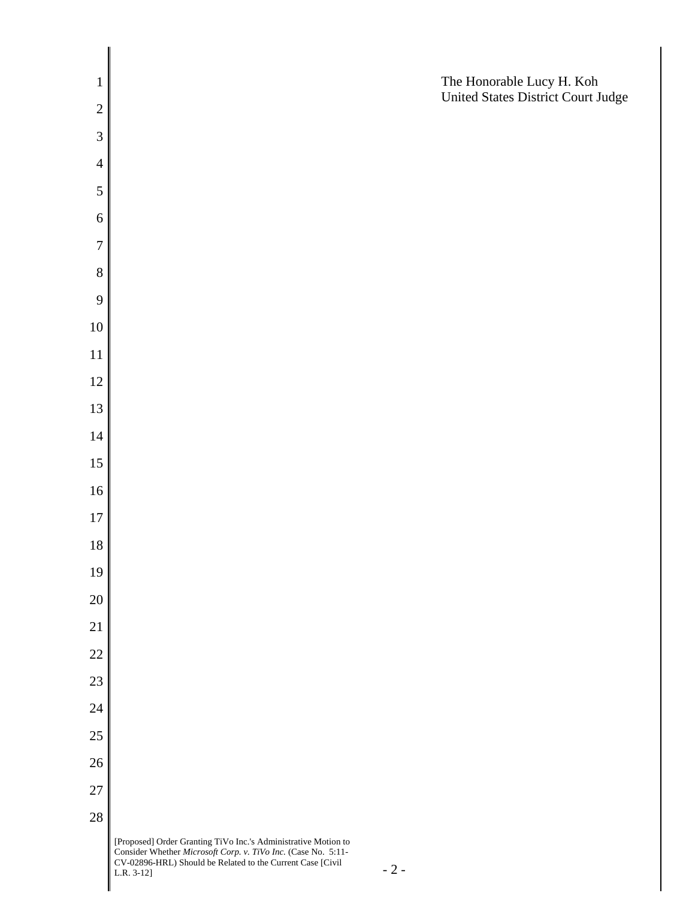The Honorable Lucy H. Koh
United States District Court Judge